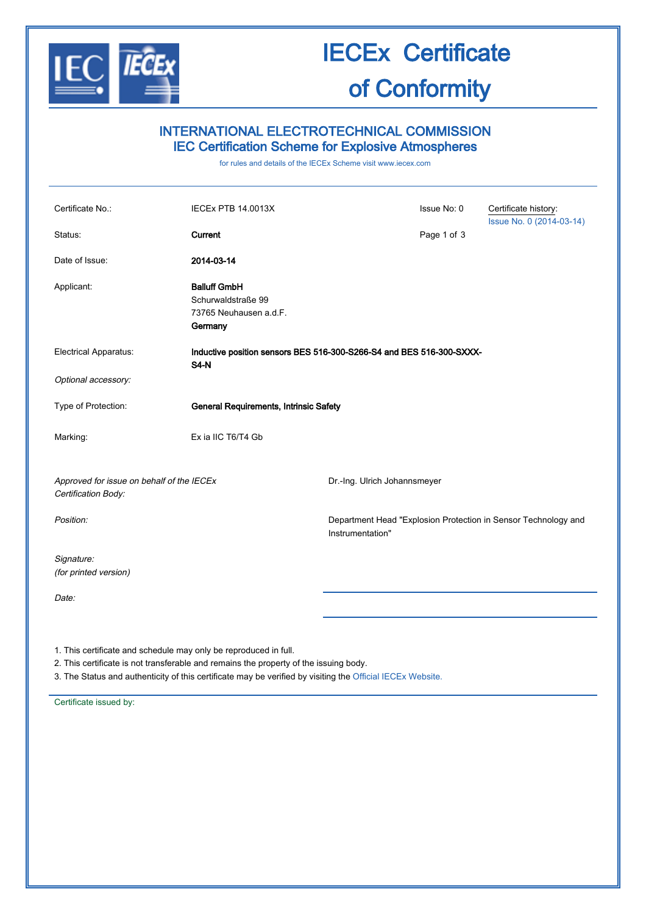# IECEx Certificate of Conformity

## INTERNATIONAL ELECTROTECHNICAL COMMISSION
## IEC Certification Scheme for Explosive Atmospheres

for rules and details of the IECEx Scheme visit www.iecex.com

| | | | |
|---|---|---|---|
| Certificate No.: | IECEx PTB 14.0013X | Issue No: 0 | Certificate history: Issue No. 0 (2014-03-14) |
| Status: | **Current** | | |
| Date of Issue: | **2014-03-14** | | |
| Applicant: | **Balluff GmbH**<br>Schurwaldstraße 99<br>73765 Neuhausen a.d.F.<br>**Germany** | | |
| Electrical Apparatus: | **Inductive position sensors BES 516-300-S266-S4 and BES 516-300-SXXX-S4-N** | | |
| *Optional accessory:* | | | |
| Type of Protection: | **General Requirements, Intrinsic Safety** | | |
| Marking: | Ex ia IIC T6/T4 Gb | | |

| | |
|---|---|
| *Approved for issue on behalf of the IECEx Certification Body:* | Dr.-Ing. Ulrich Johannsmeyer |
| *Position:* | Department Head "Explosion Protection in Sensor Technology and Instrumentation" |
| *Signature:*<br>*(for printed version)* | |
| *Date:* | |

1. This certificate and schedule may only be reproduced in full.
2. This certificate is not transferable and remains the property of the issuing body.
3. The Status and authenticity of this certificate may be verified by visiting the Official IECEx Website.

Certificate issued by: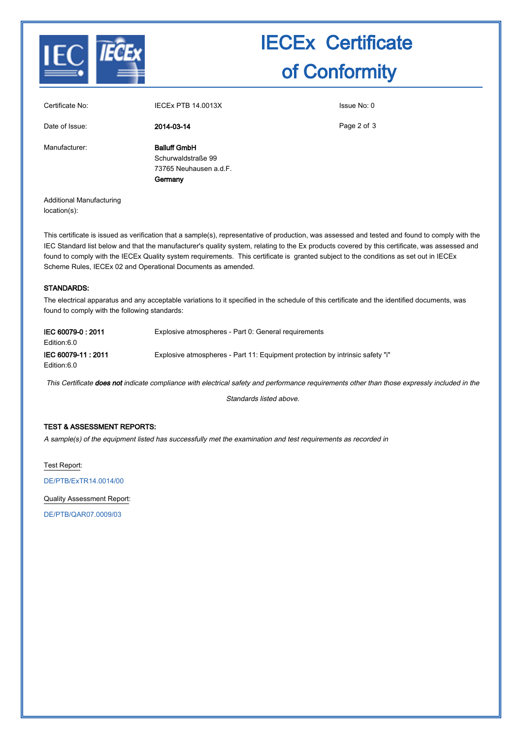# IECEx Certificate of Conformity

| | | |
|---|---|---|
| Certificate No: | IECEx PTB 14.0013X | Issue No: 0 |
| Date of Issue: | **2014-03-14** | |
| Manufacturer: | **Balluff GmbH**<br>Schurwaldstraße 99<br>73765 Neuhausen a.d.F.<br>**Germany** | |
| Additional Manufacturing location(s): | | |

This certificate is issued as verification that a sample(s), representative of production, was assessed and tested and found to comply with the IEC Standard list below and that the manufacturer's quality system, relating to the Ex products covered by this certificate, was assessed and found to comply with the IECEx Quality system requirements. This certificate is granted subject to the conditions as set out in IECEx Scheme Rules, IECEx 02 and Operational Documents as amended.

**STANDARDS:**

The electrical apparatus and any acceptable variations to it specified in the schedule of this certificate and the identified documents, was found to comply with the following standards:

| | |
|---|---|
| **IEC 60079-0 : 2011**<br>Edition:6.0 | Explosive atmospheres - Part 0: General requirements |
| **IEC 60079-11 : 2011**<br>Edition:6.0 | Explosive atmospheres - Part 11: Equipment protection by intrinsic safety "i" |

*This Certificate* ***does not*** *indicate compliance with electrical safety and performance requirements other than those expressly included in the Standards listed above.*

**TEST & ASSESSMENT REPORTS:**

*A sample(s) of the equipment listed has successfully met the examination and test requirements as recorded in*

Test Report:

DE/PTB/ExTR14.0014/00

Quality Assessment Report:

DE/PTB/QAR07.0009/03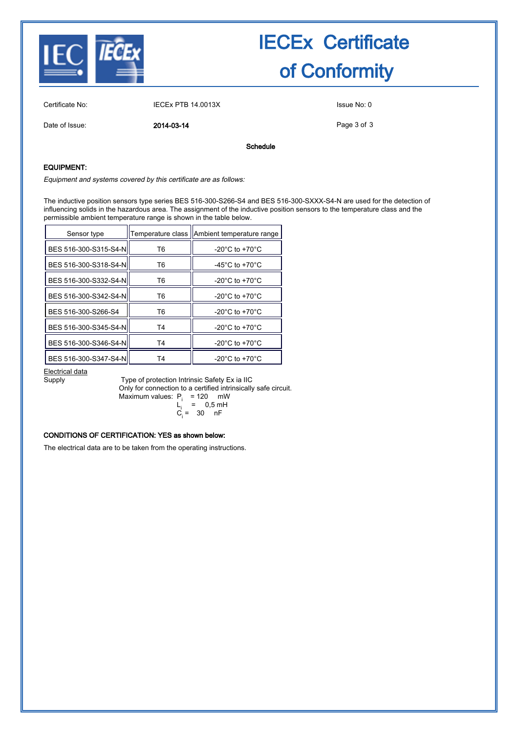# IECEx Certificate of Conformity

Certificate No: IECEx PTB 14.0013X

Issue No: 0

Date of Issue: **2014-03-14**

**Schedule**

**EQUIPMENT:**

*Equipment and systems covered by this certificate are as follows:*

The inductive position sensors type series BES 516-300-S266-S4 and BES 516-300-SXXX-S4-N are used for the detection of influencing solids in the hazardous area. The assignment of the inductive position sensors to the temperature class and the permissible ambient temperature range is shown in the table below.

| Sensor type | Temperature class | Ambient temperature range |
|---|---|---|
| BES 516-300-S315-S4-N | T6 | -20°C to +70°C |
| BES 516-300-S318-S4-N | T6 | -45°C to +70°C |
| BES 516-300-S332-S4-N | T6 | -20°C to +70°C |
| BES 516-300-S342-S4-N | T6 | -20°C to +70°C |
| BES 516-300-S266-S4 | T6 | -20°C to +70°C |
| BES 516-300-S345-S4-N | T4 | -20°C to +70°C |
| BES 516-300-S346-S4-N | T4 | -20°C to +70°C |
| BES 516-300-S347-S4-N | T4 | -20°C to +70°C |

Electrical data

Supply: Type of protection Intrinsic Safety Ex ia IIC
Only for connection to a certified intrinsically safe circuit.
Maximum values: $P_i$ = 120 mW
$L_i$ = 0,5 mH
$C_i$ = 30 nF

**CONDITIONS OF CERTIFICATION: YES as shown below:**

The electrical data are to be taken from the operating instructions.